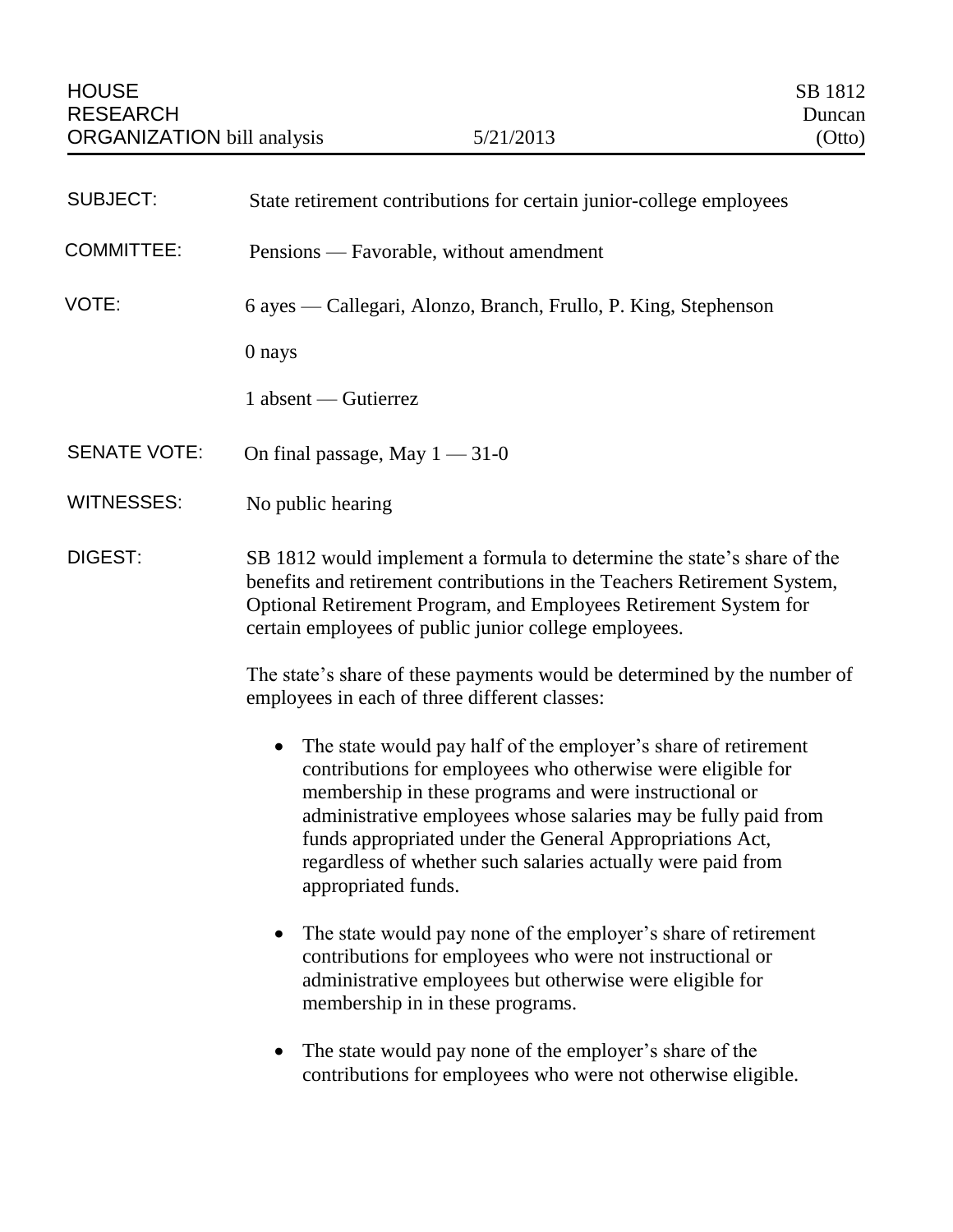HOUSE RESEARCH ORGANIZATION bill analysis | 5/21/2013 | SB 1812 Duncan (Otto)

| | |
|---|---|
| SUBJECT: | State retirement contributions for certain junior-college employees |
| COMMITTEE: | Pensions — Favorable, without amendment |
| VOTE: | 6 ayes — Callegari, Alonzo, Branch, Frullo, P. King, Stephenson<br><br>0 nays<br><br>1 absent — Gutierrez |
| SENATE VOTE: | On final passage, May 1 — 31-0 |
| WITNESSES: | No public hearing |

DIGEST: SB 1812 would implement a formula to determine the state's share of the benefits and retirement contributions in the Teachers Retirement System, Optional Retirement Program, and Employees Retirement System for certain employees of public junior college employees.

The state's share of these payments would be determined by the number of employees in each of three different classes:

- The state would pay half of the employer's share of retirement contributions for employees who otherwise were eligible for membership in these programs and were instructional or administrative employees whose salaries may be fully paid from funds appropriated under the General Appropriations Act, regardless of whether such salaries actually were paid from appropriated funds.

- The state would pay none of the employer's share of retirement contributions for employees who were not instructional or administrative employees but otherwise were eligible for membership in in these programs.

- The state would pay none of the employer's share of the contributions for employees who were not otherwise eligible.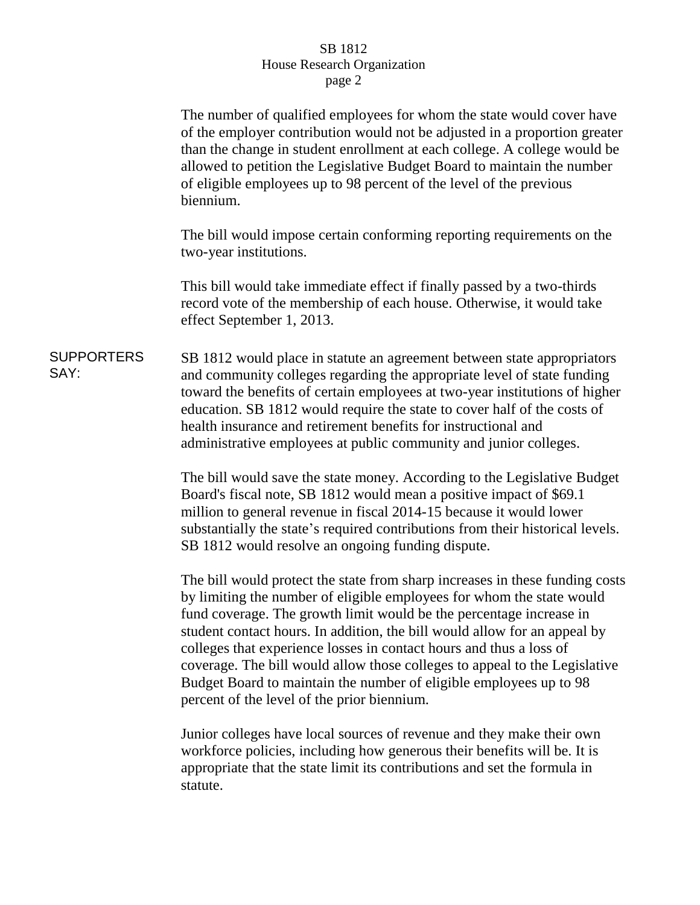The number of qualified employees for whom the state would cover have of the employer contribution would not be adjusted in a proportion greater than the change in student enrollment at each college. A college would be allowed to petition the Legislative Budget Board to maintain the number of eligible employees up to 98 percent of the level of the previous biennium.

The bill would impose certain conforming reporting requirements on the two-year institutions.

This bill would take immediate effect if finally passed by a two-thirds record vote of the membership of each house. Otherwise, it would take effect September 1, 2013.

**SUPPORTERS SAY:**

SB 1812 would place in statute an agreement between state appropriators and community colleges regarding the appropriate level of state funding toward the benefits of certain employees at two-year institutions of higher education. SB 1812 would require the state to cover half of the costs of health insurance and retirement benefits for instructional and administrative employees at public community and junior colleges.

The bill would save the state money. According to the Legislative Budget Board's fiscal note, SB 1812 would mean a positive impact of $69.1 million to general revenue in fiscal 2014-15 because it would lower substantially the state's required contributions from their historical levels. SB 1812 would resolve an ongoing funding dispute.

The bill would protect the state from sharp increases in these funding costs by limiting the number of eligible employees for whom the state would fund coverage. The growth limit would be the percentage increase in student contact hours. In addition, the bill would allow for an appeal by colleges that experience losses in contact hours and thus a loss of coverage. The bill would allow those colleges to appeal to the Legislative Budget Board to maintain the number of eligible employees up to 98 percent of the level of the prior biennium.

Junior colleges have local sources of revenue and they make their own workforce policies, including how generous their benefits will be. It is appropriate that the state limit its contributions and set the formula in statute.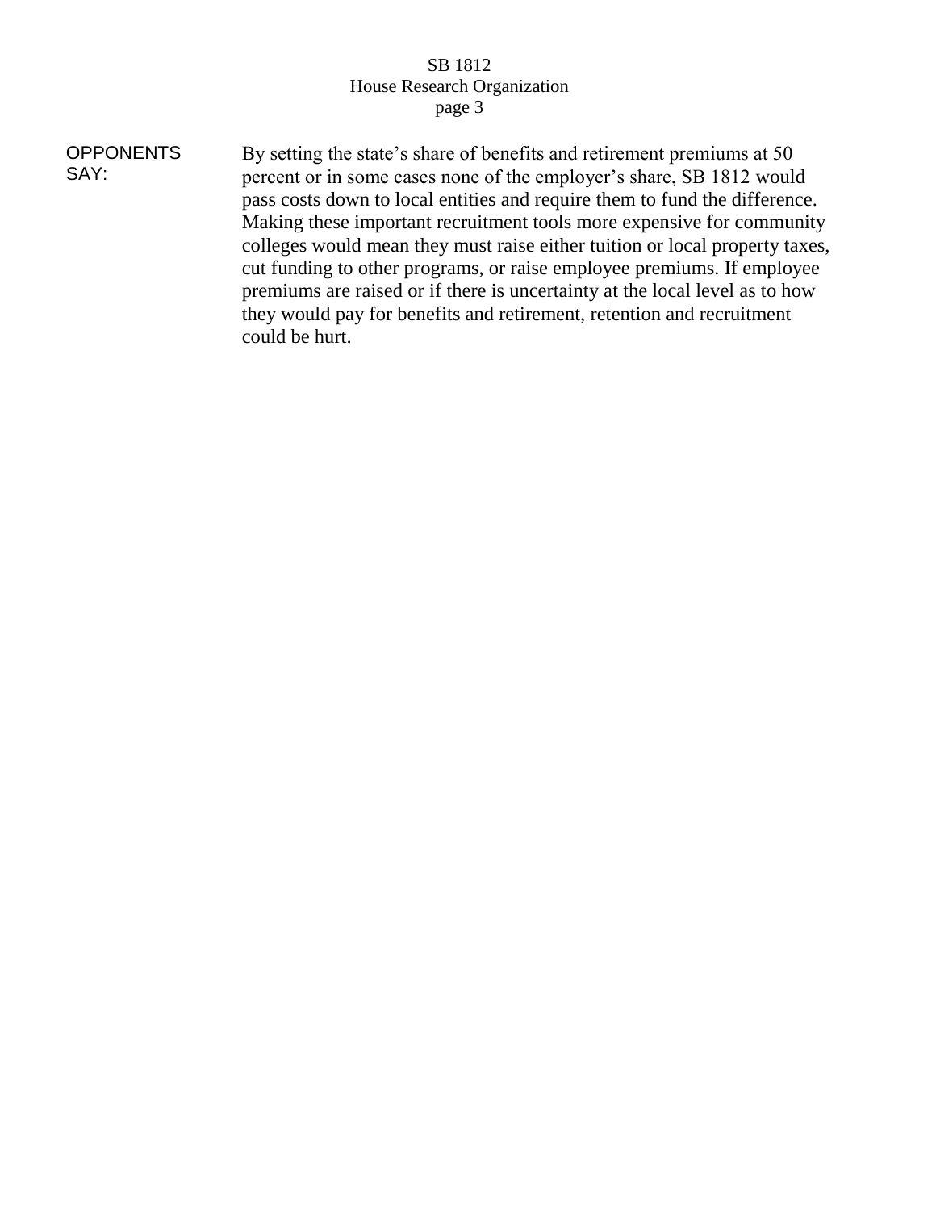**OPPONENTS SAY:**

By setting the state's share of benefits and retirement premiums at 50 percent or in some cases none of the employer's share, SB 1812 would pass costs down to local entities and require them to fund the difference. Making these important recruitment tools more expensive for community colleges would mean they must raise either tuition or local property taxes, cut funding to other programs, or raise employee premiums. If employee premiums are raised or if there is uncertainty at the local level as to how they would pay for benefits and retirement, retention and recruitment could be hurt.